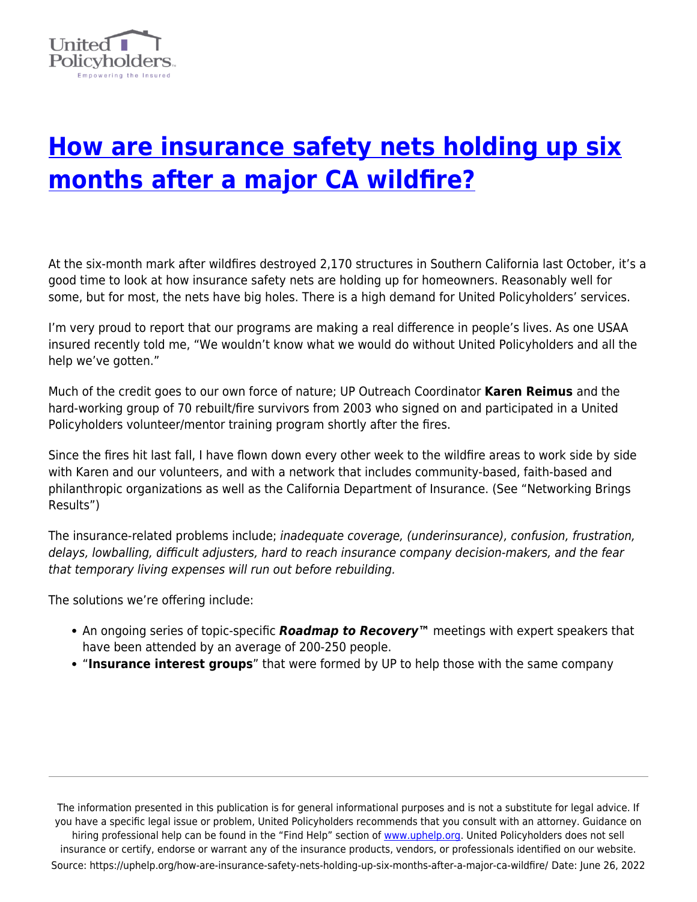# [How are insurance safety nets holding up six months after a major CA wildfire?](https://uphelp.org/how-are-insurance-safety-nets-holding-up-six-months-after-a-major-ca-wildfire/)

At the six-month mark after wildfires destroyed 2,170 structures in Southern California last October, it's a good time to look at how insurance safety nets are holding up for homeowners. Reasonably well for some, but for most, the nets have big holes. There is a high demand for United Policyholders' services.

I'm very proud to report that our programs are making a real difference in people's lives. As one USAA insured recently told me, "We wouldn't know what we would do without United Policyholders and all the help we've gotten."

Much of the credit goes to our own force of nature; UP Outreach Coordinator **Karen Reimus** and the hard-working group of 70 rebuilt/fire survivors from 2003 who signed on and participated in a United Policyholders volunteer/mentor training program shortly after the fires.

Since the fires hit last fall, I have flown down every other week to the wildfire areas to work side by side with Karen and our volunteers, and with a network that includes community-based, faith-based and philanthropic organizations as well as the California Department of Insurance. (See "Networking Brings Results")

The insurance-related problems include; *inadequate coverage, (underinsurance), confusion, frustration, delays, lowballing, difficult adjusters, hard to reach insurance company decision-makers, and the fear that temporary living expenses will run out before rebuilding.*

The solutions we're offering include:

- An ongoing series of topic-specific ***Roadmap to Recovery™*** meetings with expert speakers that have been attended by an average of 200-250 people.
- "**Insurance interest groups**" that were formed by UP to help those with the same company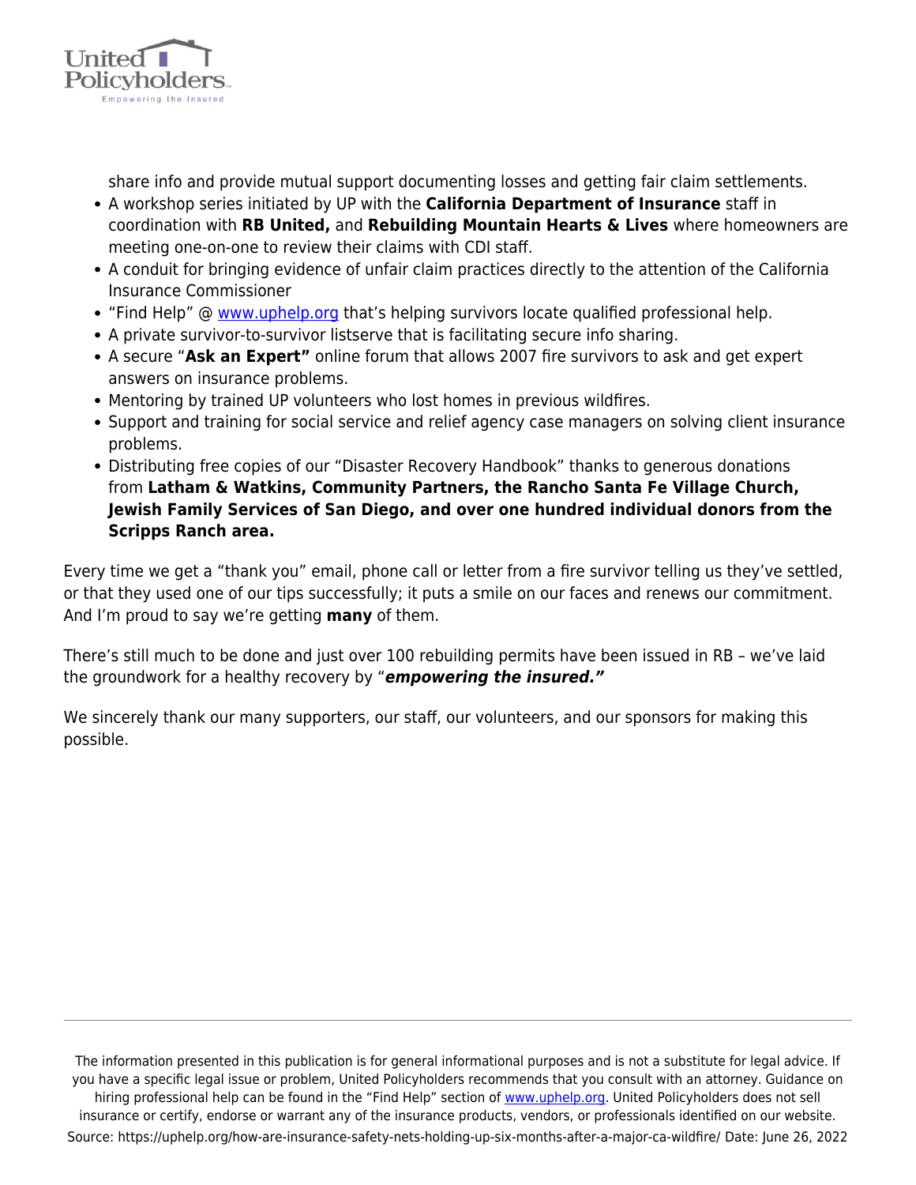share info and provide mutual support documenting losses and getting fair claim settlements.

- A workshop series initiated by UP with the **California Department of Insurance** staff in coordination with **RB United,** and **Rebuilding Mountain Hearts & Lives** where homeowners are meeting one-on-one to review their claims with CDI staff.
- A conduit for bringing evidence of unfair claim practices directly to the attention of the California Insurance Commissioner
- "Find Help" @ [www.uphelp.org](http://www.uphelp.org) that's helping survivors locate qualified professional help.
- A private survivor-to-survivor listserve that is facilitating secure info sharing.
- A secure "**Ask an Expert"** online forum that allows 2007 fire survivors to ask and get expert answers on insurance problems.
- Mentoring by trained UP volunteers who lost homes in previous wildfires.
- Support and training for social service and relief agency case managers on solving client insurance problems.
- Distributing free copies of our "Disaster Recovery Handbook" thanks to generous donations from **Latham & Watkins, Community Partners, the Rancho Santa Fe Village Church, Jewish Family Services of San Diego, and over one hundred individual donors from the Scripps Ranch area.**

Every time we get a "thank you" email, phone call or letter from a fire survivor telling us they've settled, or that they used one of our tips successfully; it puts a smile on our faces and renews our commitment. And I'm proud to say we're getting **many** of them.

There's still much to be done and just over 100 rebuilding permits have been issued in RB – we've laid the groundwork for a healthy recovery by "***empowering the insured."***

We sincerely thank our many supporters, our staff, our volunteers, and our sponsors for making this possible.